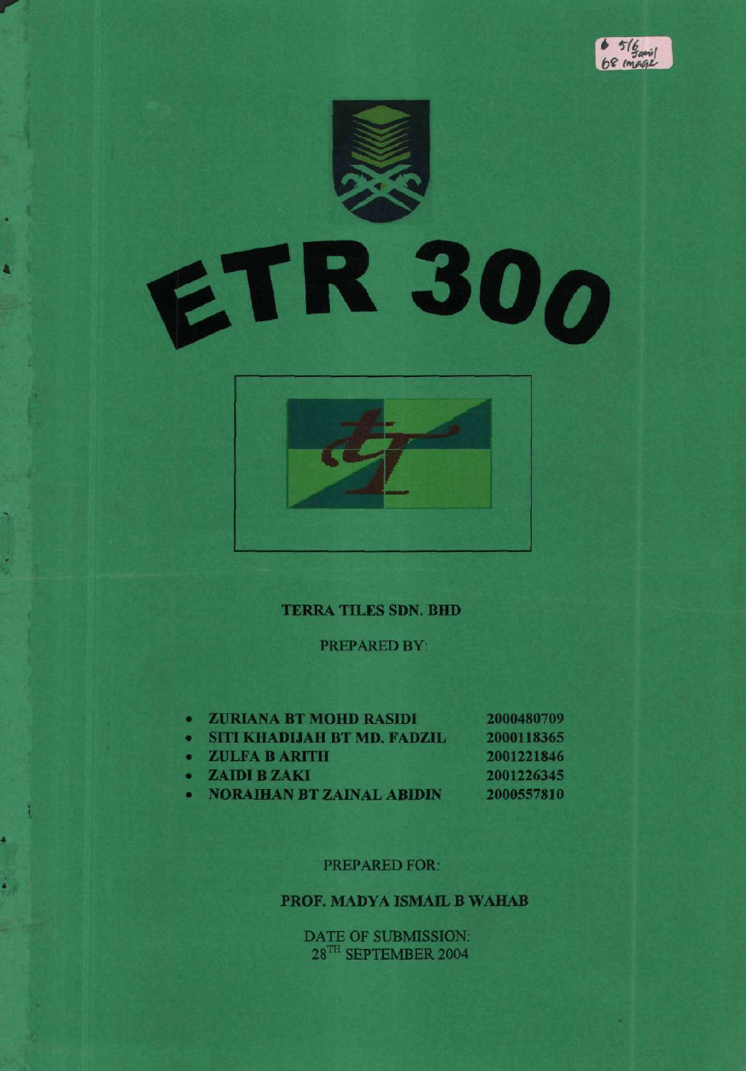# ETR 300

**TERRA TILES SDN. BHD**

PREPARED BY:

- **ZURIANA BT MOHD RASIDI** 2000480709
- **SITI KHADIJAH BT MD. FADZIL** 2000118365
- **ZULFA B ARITH** 2001221846
- **ZAIDI B ZAKI** 2001226345
- **NORAIHAN BT ZAINAL ABIDIN** 2000557810

PREPARED FOR:

**PROF. MADYA ISMAIL B WAHAB**

DATE OF SUBMISSION:
28TH SEPTEMBER 2004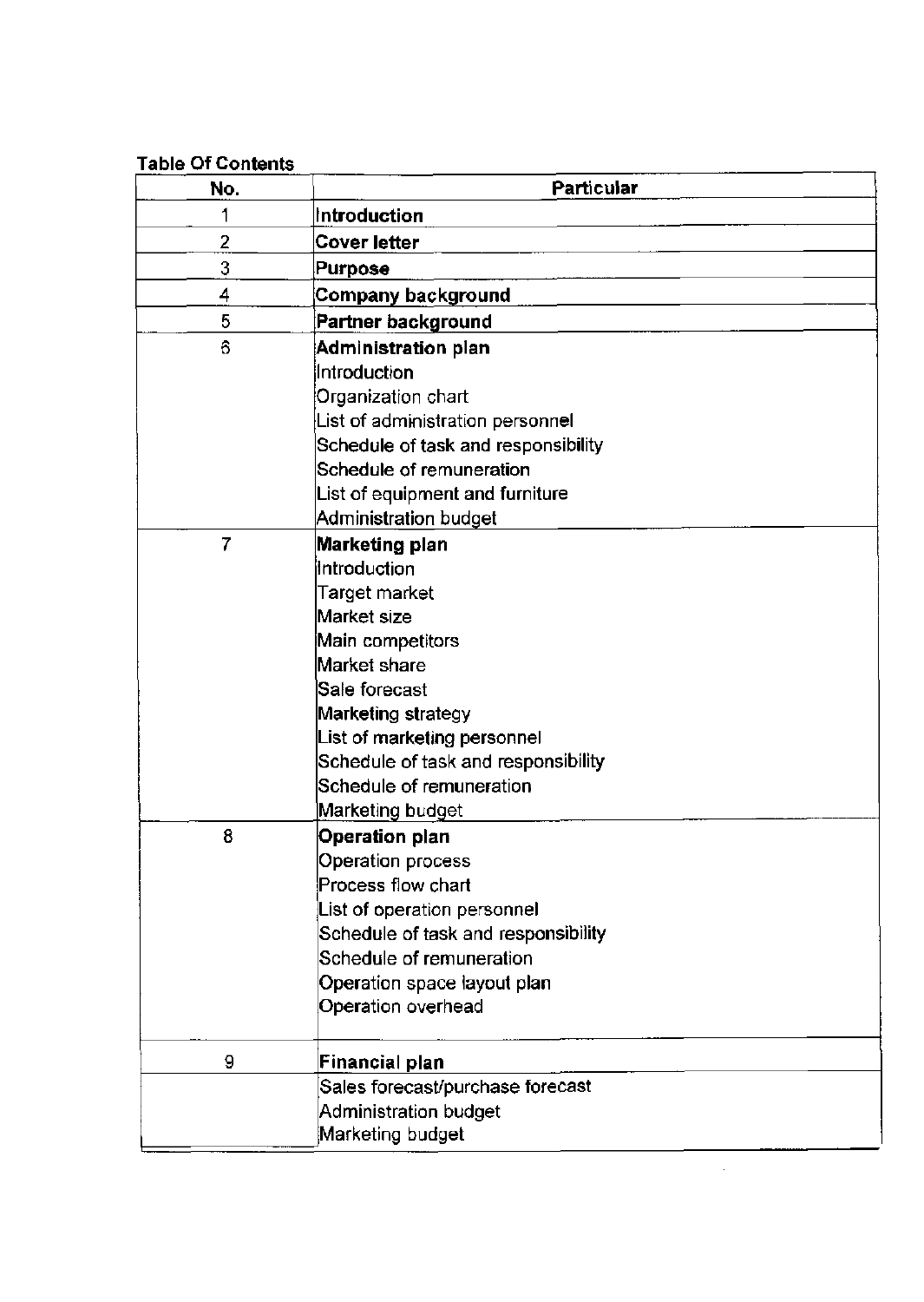**Table Of Contents**

| No. | Particular |
|---|---|
| 1 | **Introduction** |
| 2 | **Cover letter** |
| 3 | **Purpose** |
| 4 | **Company background** |
| 5 | **Partner background** |
| 6 | **Administration plan**<br>Introduction<br>Organization chart<br>List of administration personnel<br>Schedule of task and responsibility<br>Schedule of remuneration<br>List of equipment and furniture<br>Administration budget |
| 7 | **Marketing plan**<br>Introduction<br>Target market<br>Market size<br>Main competitors<br>Market share<br>Sale forecast<br>Marketing strategy<br>List of marketing personnel<br>Schedule of task and responsibility<br>Schedule of remuneration<br>Marketing budget |
| 8 | **Operation plan**<br>Operation process<br>Process flow chart<br>List of operation personnel<br>Schedule of task and responsibility<br>Schedule of remuneration<br>Operation space layout plan<br>Operation overhead |
| 9 | **Financial plan** |
| | Sales forecast/purchase forecast<br>Administration budget<br>Marketing budget |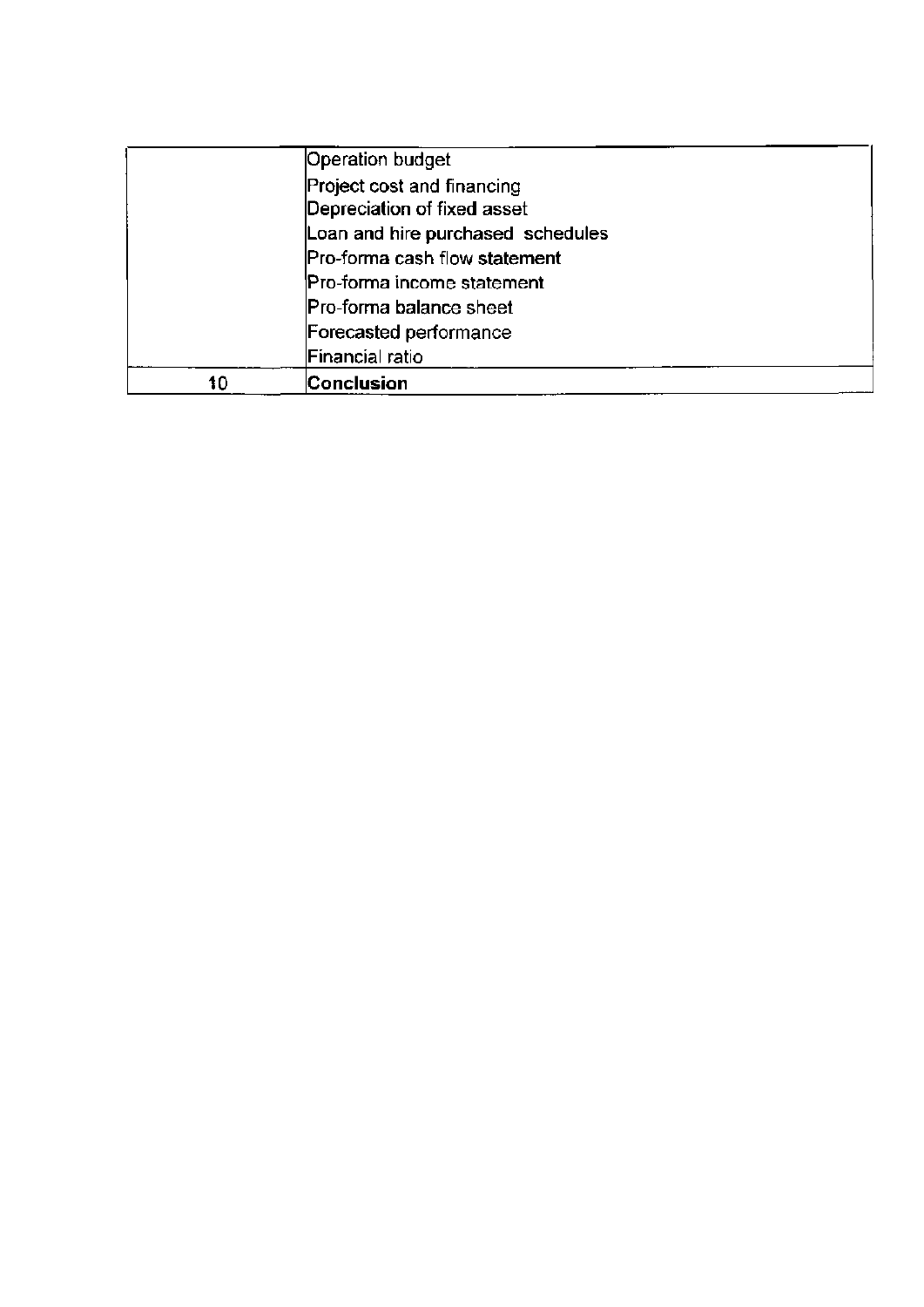| | |
|---|---|
| | Operation budget |
| | Project cost and financing |
| | Depreciation of fixed asset |
| | Loan and hire purchased schedules |
| | Pro-forma cash flow statement |
| | Pro-forma income statement |
| | Pro-forma balance sheet |
| | Forecasted performance |
| | Financial ratio |
| 10 | **Conclusion** |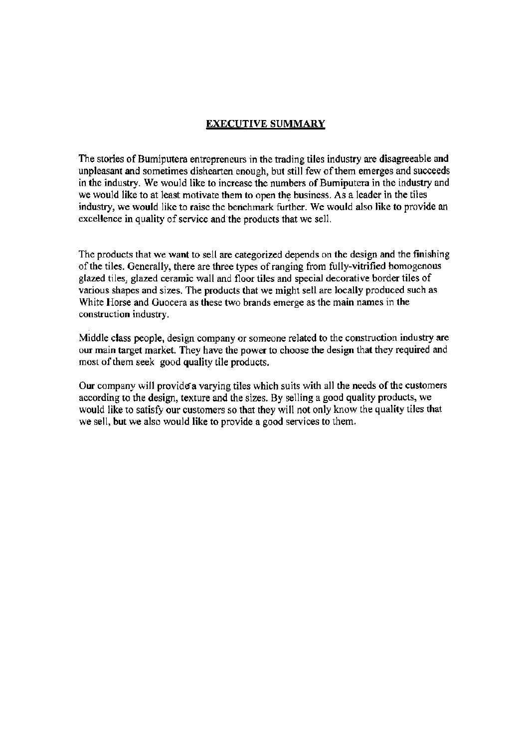## EXECUTIVE SUMMARY

The stories of Bumiputera entrepreneurs in the trading tiles industry are disagreeable and unpleasant and sometimes dishearten enough, but still few of them emerges and succeeds in the industry. We would like to increase the numbers of Bumiputera in the industry and we would like to at least motivate them to open the business. As a leader in the tiles industry, we would like to raise the benchmark further. We would also like to provide an excellence in quality of service and the products that we sell.

The products that we want to sell are categorized depends on the design and the finishing of the tiles. Generally, there are three types of ranging from fully-vitrified homogenous glazed tiles, glazed ceramic wall and floor tiles and special decorative border tiles of various shapes and sizes. The products that we might sell are locally produced such as White Horse and Guocera as these two brands emerge as the main names in the construction industry.

Middle class people, design company or someone related to the construction industry are our main target market. They have the power to choose the design that they required and most of them seek good quality tile products.

Our company will provide a varying tiles which suits with all the needs of the customers according to the design, texture and the sizes. By selling a good quality products, we would like to satisfy our customers so that they will not only know the quality tiles that we sell, but we also would like to provide a good services to them.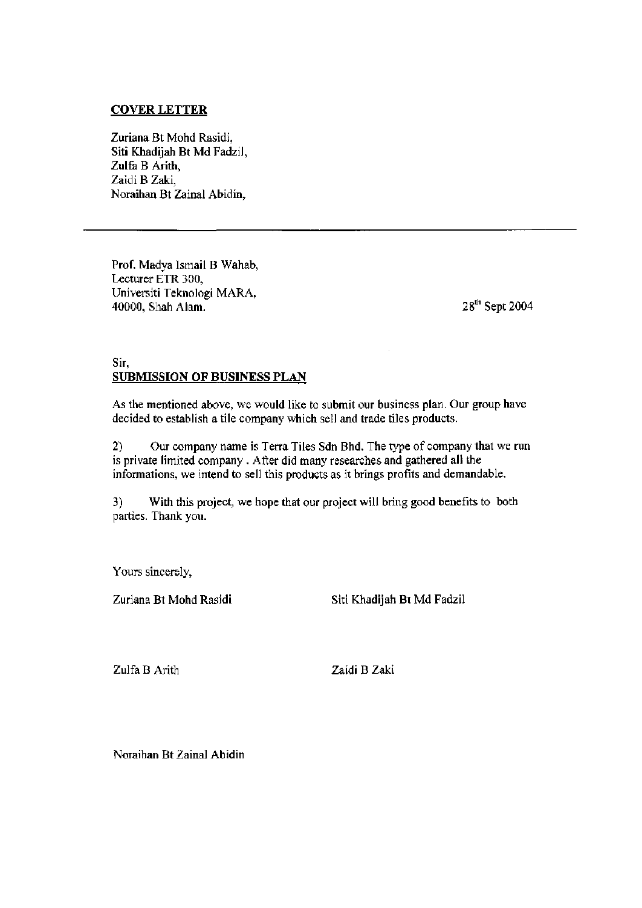**COVER LETTER**

Zuriana Bt Mohd Rasidi,
Siti Khadijah Bt Md Fadzil,
Zulfa B Arith,
Zaidi B Zaki,
Noraihan Bt Zainal Abidin,

---

Prof. Madya Ismail B Wahab,
Lecturer ETR 300,
Universiti Teknologi MARA,
40000, Shah Alam.

28th Sept 2004

Sir,
**SUBMISSION OF BUSINESS PLAN**

As the mentioned above, we would like to submit our business plan. Our group have decided to establish a tile company which sell and trade tiles products.

2) Our company name is Terra Tiles Sdn Bhd. The type of company that we run is private limited company . After did many researches and gathered all the informations, we intend to sell this products as it brings profits and demandable.

3) With this project, we hope that our project will bring good benefits to both parties. Thank you.

Yours sincerely,

Zuriana Bt Mohd Rasidi

Siti Khadijah Bt Md Fadzil

Zulfa B Arith

Zaidi B Zaki

Noraihan Bt Zainal Abidin